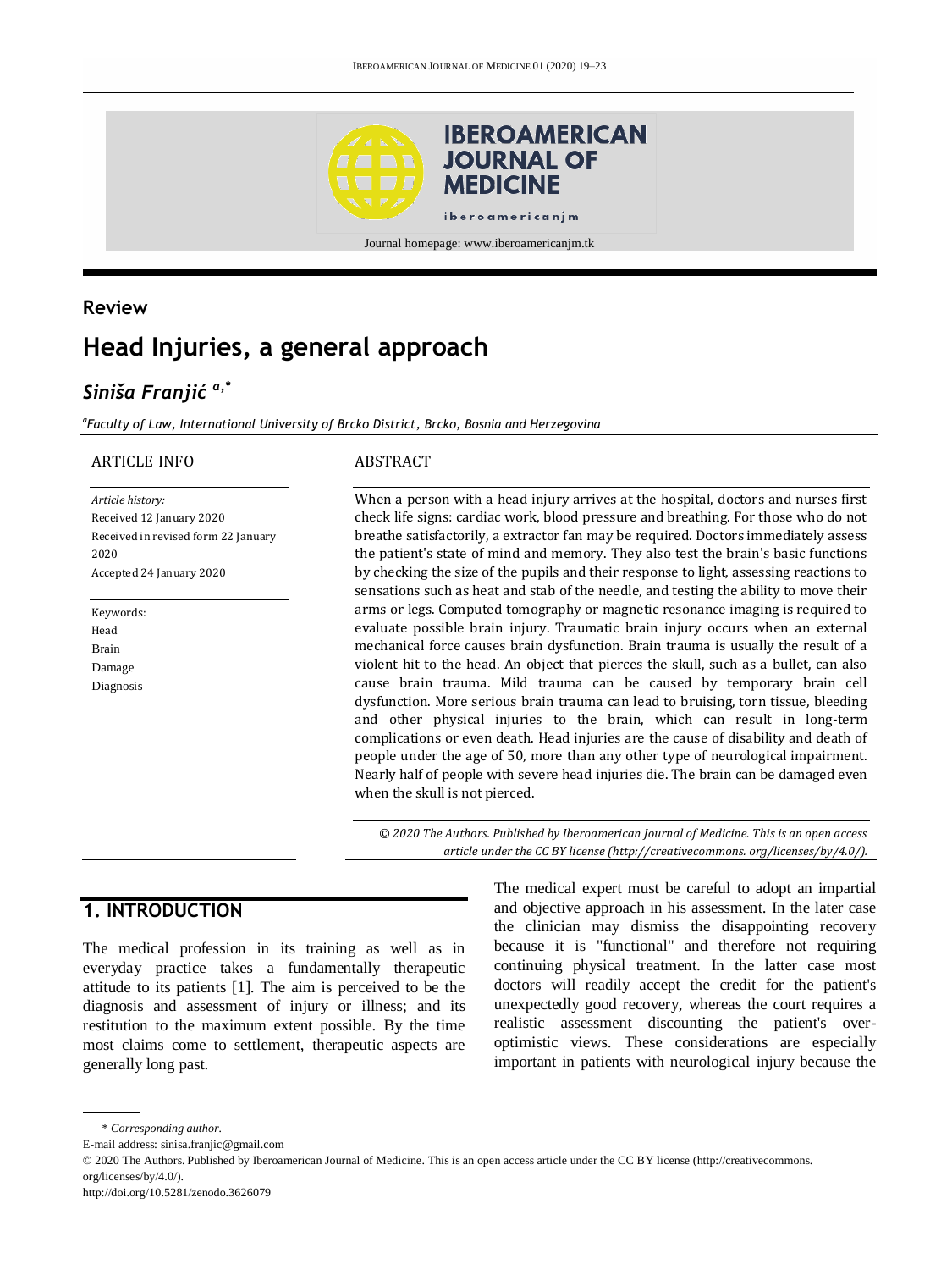Journal homepage: www.iberoamericanjm.tk

**Review**

# Head Injuries, a general approach

***Siniša Franjić*** [a,*]

[a]*Faculty of Law, International University of Brcko District, Brcko, Bosnia and Herzegovina*

## ARTICLE INFO

*Article history:*
Received 12 January 2020
Received in revised form 22 January 2020
Accepted 24 January 2020

Keywords:
Head
Brain
Damage
Diagnosis

## ABSTRACT

When a person with a head injury arrives at the hospital, doctors and nurses first check life signs: cardiac work, blood pressure and breathing. For those who do not breathe satisfactorily, a extractor fan may be required. Doctors immediately assess the patient's state of mind and memory. They also test the brain's basic functions by checking the state of the pupils and their response to light, assessing reactions to sensations such as heat and stab of the needle, and testing the ability to move their arms or legs. Computed tomography or magnetic resonance imaging is required to evaluate possible brain injury. Traumatic brain injury occurs when an external mechanical force causes brain dysfunction. Brain trauma is usually the result of a violent hit to the head. An object that pierces the skull, such as a bullet, can also cause brain trauma. Mild trauma can be caused by temporary brain cell dysfunction. More serious brain trauma can lead to bruising, torn tissue, bleeding and other physical injuries to the brain, which can result in long-term complications or even death. Head injuries are the cause of disability and death of people under the age of 50, more than any other type of neurological impairment. Nearly half of people with severe head injuries die. The brain can be damaged even when the skull is not pierced.

*© 2020 The Authors. Published by Iberoamerican Journal of Medicine. This is an open access article under the CC BY license (http://creativecommons. org/licenses/by/4.0/).*

## 1. INTRODUCTION

The medical profession in its training as well as in everyday practice takes a fundamentally therapeutic attitude to its patients [1]. The aim is perceived to be the diagnosis and assessment of injury or illness; and its restitution to the maximum extent possible. By the time most claims come to settlement, therapeutic aspects are generally long past.

The medical expert must be careful to adopt an impartial and objective approach in his assessment. In the later case the clinician may dismiss the disappointing recovery because it is "functional" and therefore not requiring continuing physical treatment. In the latter case most doctors will readily accept the credit for the patient's unexpectedly good recovery, whereas the court requires a realistic assessment discounting the patient's over-optimistic views. These considerations are especially important in patients with neurological injury because the

\* *Corresponding author.*

E-mail address: sinisa.franjic@gmail.com

© 2020 The Authors. Published by Iberoamerican Journal of Medicine. This is an open access article under the CC BY license (http://creativecommons. org/licenses/by/4.0/).

http://doi.org/10.5281/zenodo.3626079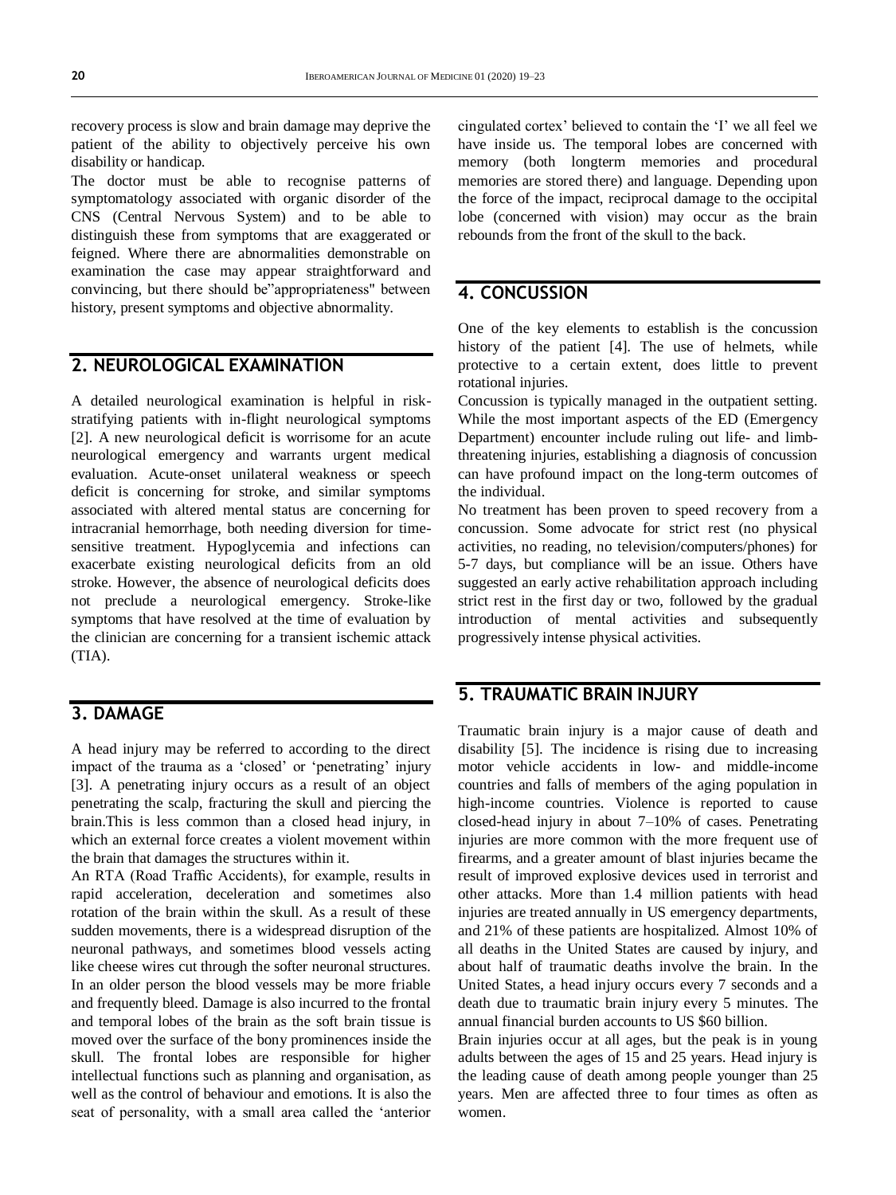recovery process is slow and brain damage may deprive the patient of the ability to objectively perceive his own disability or handicap.

The doctor must be able to recognise patterns of symptomatology associated with organic disorder of the CNS (Central Nervous System) and to be able to distinguish these from symptoms that are exaggerated or feigned. Where there are abnormalities demonstrable on examination the case may appear straightforward and convincing, but there should be"appropriateness" between history, present symptoms and objective abnormality.

## 2. NEUROLOGICAL EXAMINATION

A detailed neurological examination is helpful in risk-stratifying patients with in-flight neurological symptoms [2]. A new neurological deficit is worrisome for an acute neurological emergency and warrants urgent medical evaluation. Acute-onset unilateral weakness or speech deficit is concerning for stroke, and similar symptoms associated with altered mental status are concerning for intracranial hemorrhage, both needing diversion for time-sensitive treatment. Hypoglycemia and infections can exacerbate existing neurological deficits from an old stroke. However, the absence of neurological deficits does not preclude a neurological emergency. Stroke-like symptoms that have resolved at the time of evaluation by the clinician are concerning for a transient ischemic attack (TIA).

## 3. DAMAGE

A head injury may be referred to according to the direct impact of the trauma as a 'closed' or 'penetrating' injury [3]. A penetrating injury occurs as a result of an object penetrating the scalp, fracturing the skull and piercing the brain.This is less common than a closed head injury, in which an external force creates a violent movement within the brain that damages the structures within it.

An RTA (Road Traffic Accidents), for example, results in rapid acceleration, deceleration and sometimes also rotation of the brain within the skull. As a result of these sudden movements, there is a widespread disruption of the neuronal pathways, and sometimes blood vessels acting like cheese wires cut through the softer neuronal structures. In an older person the blood vessels may be more friable and frequently bleed. Damage is also incurred to the frontal and temporal lobes of the brain as the soft brain tissue is moved over the surface of the bony prominences inside the skull. The frontal lobes are responsible for higher intellectual functions such as planning and organisation, as well as the control of behaviour and emotions. It is also the seat of personality, with a small area called the 'anterior cingulated cortex' believed to contain the 'I' we all feel we have inside us. The temporal lobes are concerned with memory (both longterm memories and procedural memories are stored there) and language. Depending upon the force of the impact, reciprocal damage to the occipital lobe (concerned with vision) may occur as the brain rebounds from the front of the skull to the back.

## 4. CONCUSSION

One of the key elements to establish is the concussion history of the patient [4]. The use of helmets, while protective to a certain extent, does little to prevent rotational injuries.

Concussion is typically managed in the outpatient setting. While the most important aspects of the ED (Emergency Department) encounter include ruling out life- and limb-threatening injuries, establishing a diagnosis of concussion can have profound impact on the long-term outcomes of the individual.

No treatment has been proven to speed recovery from a concussion. Some advocate for strict rest (no physical activities, no reading, no television/computers/phones) for 5-7 days, but compliance will be an issue. Others have suggested an early active rehabilitation approach including strict rest in the first day or two, followed by the gradual introduction of mental activities and subsequently progressively intense physical activities.

## 5. TRAUMATIC BRAIN INJURY

Traumatic brain injury is a major cause of death and disability [5]. The incidence is rising due to increasing motor vehicle accidents in low- and middle-income countries and falls of members of the aging population in high-income countries. Violence is reported to cause closed-head injury in about 7–10% of cases. Penetrating injuries are more common with the more frequent use of firearms, and a greater amount of blast injuries became the result of improved explosive devices used in terrorist and other attacks. More than 1.4 million patients with head injuries are treated annually in US emergency departments, and 21% of these patients are hospitalized. Almost 10% of all deaths in the United States are caused by injury, and about half of traumatic deaths involve the brain. In the United States, a head injury occurs every 7 seconds and a death due to traumatic brain injury every 5 minutes. The annual financial burden accounts to US $60 billion.

Brain injuries occur at all ages, but the peak is in young adults between the ages of 15 and 25 years. Head injury is the leading cause of death among people younger than 25 years. Men are affected three to four times as often as women.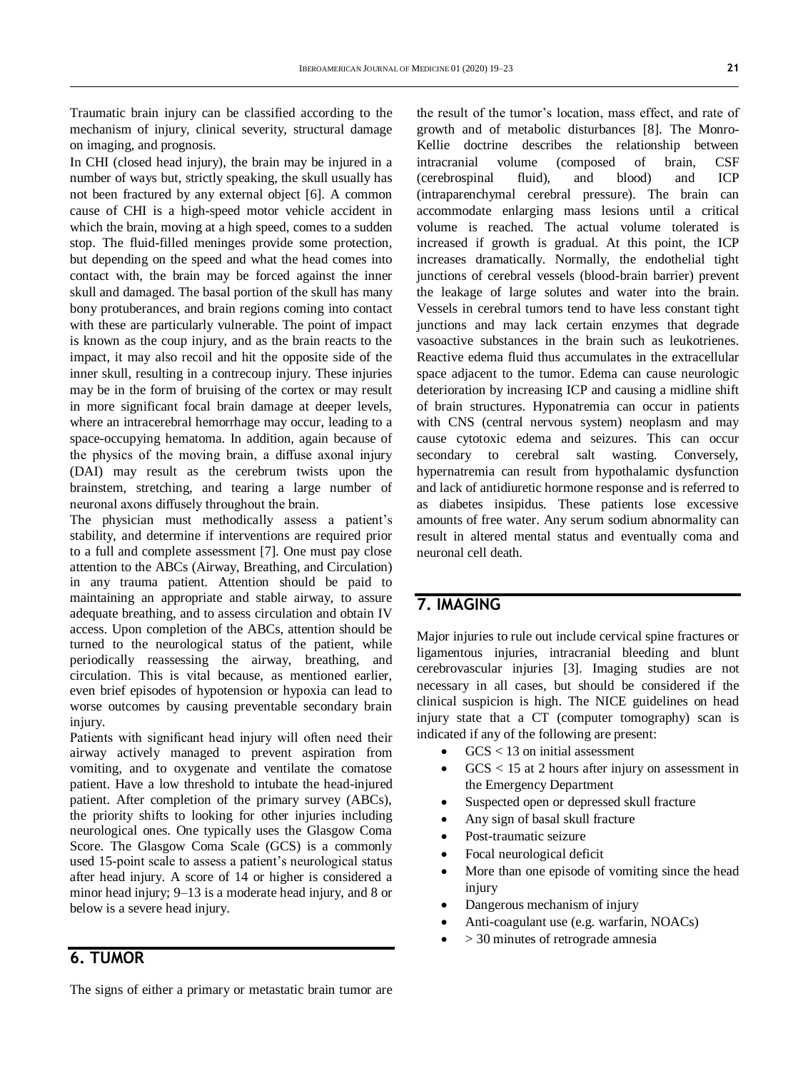Traumatic brain injury can be classified according to the mechanism of injury, clinical severity, structural damage on imaging, and prognosis.

In CHI (closed head injury), the brain may be injured in a number of ways but, strictly speaking, the skull usually has not been fractured by any external object [6]. A common cause of CHI is a high-speed motor vehicle accident in which the brain, moving at a high speed, comes to a sudden stop. The fluid-filled meninges provide some protection, but depending on the speed and what the head comes into contact with, the brain may be forced against the inner skull and damaged. The basal portion of the skull has many bony protuberances, and brain regions coming into contact with these are particularly vulnerable. The point of impact is known as the coup injury, and as the brain reacts to the impact, it may also recoil and hit the opposite side of the inner skull, resulting in a contrecoup injury. These injuries may be in the form of bruising of the cortex or may result in more significant focal brain damage at deeper levels, where an intracerebral hemorrhage may occur, leading to a space-occupying hematoma. In addition, again because of the physics of the moving brain, a diffuse axonal injury (DAI) may result as the cerebrum twists upon the brainstem, stretching, and tearing a large number of neuronal axons diffusely throughout the brain.

The physician must methodically assess a patient's stability, and determine if interventions are required prior to a full and complete assessment [7]. One must pay close attention to the ABCs (Airway, Breathing, and Circulation) in any trauma patient. Attention should be paid to maintaining an appropriate and stable airway, to assure adequate breathing, and to assess circulation and obtain IV access. Upon completion of the ABCs, attention should be turned to the neurological status of the patient, while periodically reassessing the airway, breathing, and circulation. This is vital because, as mentioned earlier, even brief episodes of hypotension or hypoxia can lead to worse outcomes by causing preventable secondary brain injury.

Patients with significant head injury will often need their airway actively managed to prevent aspiration from vomiting, and to oxygenate and ventilate the comatose patient. Have a low threshold to intubate the head-injured patient. After completion of the primary survey (ABCs), the priority shifts to looking for other injuries including neurological ones. One typically uses the Glasgow Coma Score. The Glasgow Coma Scale (GCS) is a commonly used 15-point scale to assess a patient's neurological status after head injury. A score of 14 or higher is considered a minor head injury; 9–13 is a moderate head injury, and 8 or below is a severe head injury.

## 6. TUMOR

The signs of either a primary or metastatic brain tumor are the result of the tumor's location, mass effect, and rate of growth and of metabolic disturbances [8]. The Monro-Kellie doctrine describes the relationship between intracranial volume (composed of brain, CSF (cerebrospinal fluid), and blood) and ICP (intraparenchymal cerebral pressure). The brain can accommodate enlarging mass lesions until a critical volume is reached. The actual volume tolerated is increased if growth is gradual. At this point, the ICP increases dramatically. Normally, the endothelial tight junctions of cerebral vessels (blood-brain barrier) prevent the leakage of large solutes and water into the brain. Vessels in cerebral tumors tend to have less constant tight junctions and may lack certain enzymes that degrade vasoactive substances in the brain such as leukotrienes. Reactive edema fluid thus accumulates in the extracellular space adjacent to the tumor. Edema can cause neurologic deterioration by increasing ICP and causing a midline shift of brain structures. Hyponatremia can occur in patients with CNS (central nervous system) neoplasm and may cause cytotoxic edema and seizures. This can occur secondary to cerebral salt wasting. Conversely, hypernatremia can result from hypothalamic dysfunction and lack of antidiuretic hormone response and is referred to as diabetes insipidus. These patients lose excessive amounts of free water. Any serum sodium abnormality can result in altered mental status and eventually coma and neuronal cell death.

## 7. IMAGING

Major injuries to rule out include cervical spine fractures or ligamentous injuries, intracranial bleeding and blunt cerebrovascular injuries [3]. Imaging studies are not necessary in all cases, but should be considered if the clinical suspicion is high. The NICE guidelines on head injury state that a CT (computer tomography) scan is indicated if any of the following are present:

- GCS < 13 on initial assessment
- GCS < 15 at 2 hours after injury on assessment in the Emergency Department
- Suspected open or depressed skull fracture
- Any sign of basal skull fracture
- Post-traumatic seizure
- Focal neurological deficit
- More than one episode of vomiting since the head injury
- Dangerous mechanism of injury
- Anti-coagulant use (e.g. warfarin, NOACs)
- > 30 minutes of retrograde amnesia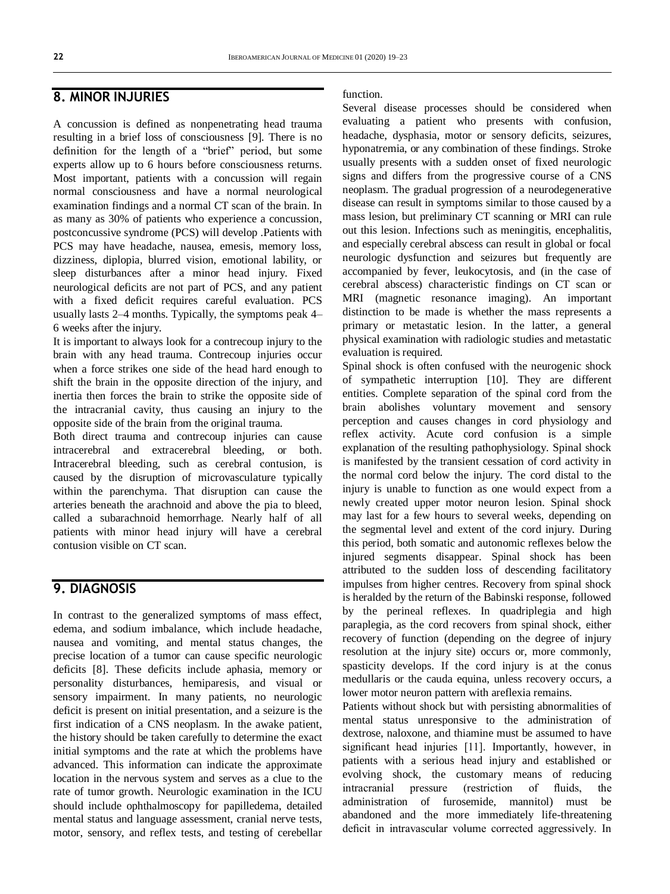## 8. MINOR INJURIES

A concussion is defined as nonpenetrating head trauma resulting in a brief loss of consciousness [9]. There is no definition for the length of a "brief" period, but some experts allow up to 6 hours before consciousness returns. Most important, patients with a concussion will regain normal consciousness and have a normal neurological examination findings and a normal CT scan of the brain. In as many as 30% of patients who experience a concussion, postconcussive syndrome (PCS) will develop .Patients with PCS may have headache, nausea, emesis, memory loss, dizziness, diplopia, blurred vision, emotional lability, or sleep disturbances after a minor head injury. Fixed neurological deficits are not part of PCS, and any patient with a fixed deficit requires careful evaluation. PCS usually lasts 2–4 months. Typically, the symptoms peak 4–6 weeks after the injury.

It is important to always look for a contrecoup injury to the brain with any head trauma. Contrecoup injuries occur when a force strikes one side of the head hard enough to shift the brain in the opposite direction of the injury, and inertia then forces the brain to strike the opposite side of the intracranial cavity, thus causing an injury to the opposite side of the brain from the original trauma.

Both direct trauma and contrecoup injuries can cause intracerebral and extracerebral bleeding, or both. Intracerebral bleeding, such as cerebral contusion, is caused by the disruption of microvasculature typically within the parenchyma. That disruption can cause the arteries beneath the arachnoid and above the pia to bleed, called a subarachnoid hemorrhage. Nearly half of all patients with minor head injury will have a cerebral contusion visible on CT scan.

## 9. DIAGNOSIS

In contrast to the generalized symptoms of mass effect, edema, and sodium imbalance, which include headache, nausea and vomiting, and mental status changes, the precise location of a tumor can cause specific neurologic deficits [8]. These deficits include aphasia, memory or personality disturbances, hemiparesis, and visual or sensory impairment. In many patients, no neurologic deficit is present on initial presentation, and a seizure is the first indication of a CNS neoplasm. In the awake patient, the history should be taken carefully to determine the exact initial symptoms and the rate at which the problems have advanced. This information can indicate the approximate location in the nervous system and serves as a clue to the rate of tumor growth. Neurologic examination in the ICU should include ophthalmoscopy for papilledema, detailed mental status and language assessment, cranial nerve tests, motor, sensory, and reflex tests, and testing of cerebellar function.

Several disease processes should be considered when evaluating a patient who presents with confusion, headache, dysphasia, motor or sensory deficits, seizures, hyponatremia, or any combination of these findings. Stroke usually presents with a sudden onset of fixed neurologic signs and differs from the progressive course of a CNS neoplasm. The gradual progression of a neurodegenerative disease can result in symptoms similar to those caused by a mass lesion, but preliminary CT scanning or MRI can rule out this lesion. Infections such as meningitis, encephalitis, and especially cerebral abscess can result in global or focal neurologic dysfunction and seizures but frequently are accompanied by fever, leukocytosis, and (in the case of cerebral abscess) characteristic findings on CT scan or MRI (magnetic resonance imaging). An important distinction to be made is whether the mass represents a primary or metastatic lesion. In the latter, a general physical examination with radiologic studies and metastatic evaluation is required.

Spinal shock is often confused with the neurogenic shock of sympathetic interruption [10]. They are different entities. Complete separation of the spinal cord from the brain abolishes voluntary movement and sensory perception and causes changes in cord physiology and reflex activity. Acute cord confusion is a simple explanation of the resulting pathophysiology. Spinal shock is manifested by the transient cessation of cord activity in the normal cord below the injury. The cord distal to the injury is unable to function as one would expect from a newly created upper motor neuron lesion. Spinal shock may last for a few hours to several weeks, depending on the segmental level and extent of the cord injury. During this period, both somatic and autonomic reflexes below the injured segments disappear. Spinal shock has been attributed to the sudden loss of descending facilitatory impulses from higher centres. Recovery from spinal shock is heralded by the return of the Babinski response, followed by the perineal reflexes. In quadriplegia and high paraplegia, as the cord recovers from spinal shock, either recovery of function (depending on the degree of injury resolution at the injury site) occurs or, more commonly, spasticity develops. If the cord injury is at the conus medullaris or the cauda equina, unless recovery occurs, a lower motor neuron pattern with areflexia remains.

Patients without shock but with persisting abnormalities of mental status unresponsive to the administration of dextrose, naloxone, and thiamine must be assumed to have significant head injuries [11]. Importantly, however, in patients with a serious head injury and established or evolving shock, the customary means of reducing intracranial pressure (restriction of fluids, the administration of furosemide, mannitol) must be abandoned and the more immediately life-threatening deficit in intravascular volume corrected aggressively. In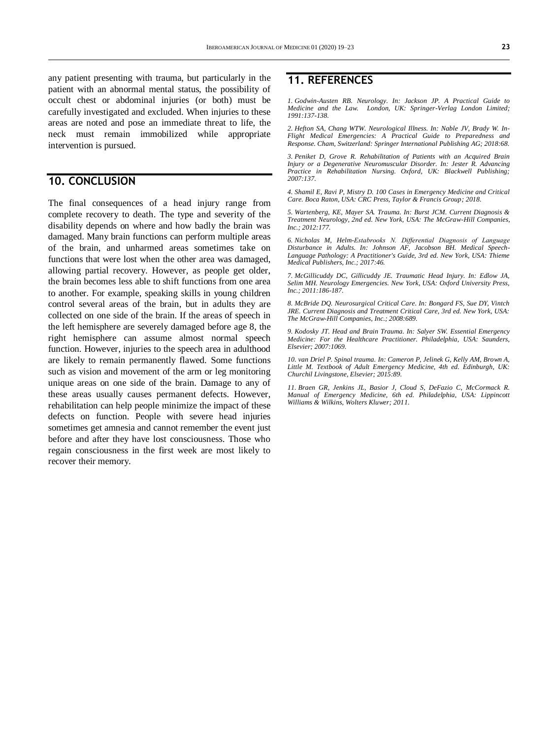any patient presenting with trauma, but particularly in the patient with an abnormal mental status, the possibility of occult chest or abdominal injuries (or both) must be carefully investigated and excluded. When injuries to these areas are noted and pose an immediate threat to life, the neck must remain immobilized while appropriate intervention is pursued.

## 10. CONCLUSION

The final consequences of a head injury range from complete recovery to death. The type and severity of the disability depends on where and how badly the brain was damaged. Many brain functions can perform multiple areas of the brain, and unharmed areas sometimes take on functions that were lost when the other area was damaged, allowing partial recovery. However, as people get older, the brain becomes less able to shift functions from one area to another. For example, speaking skills in young children control several areas of the brain, but in adults they are collected on one side of the brain. If the areas of speech in the left hemisphere are severely damaged before age 8, the right hemisphere can assume almost normal speech function. However, injuries to the speech area in adulthood are likely to remain permanently flawed. Some functions such as vision and movement of the arm or leg monitoring unique areas on one side of the brain. Damage to any of these areas usually causes permanent defects. However, rehabilitation can help people minimize the impact of these defects on function. People with severe head injuries sometimes get amnesia and cannot remember the event just before and after they have lost consciousness. Those who regain consciousness in the first week are most likely to recover their memory.

## 11. REFERENCES

*1. Godwin-Austen RB. Neurology. In: Jackson JP. A Practical Guide to Medicine and the Law. London, UK: Springer-Verlag London Limited; 1991:137-138.*

*2. Hefton SA, Chang WTW. Neurological Illness. In: Nable JV, Brady W. In-Flight Medical Emergencies: A Practical Guide to Preparedness and Response. Cham, Switzerland: Springer International Publishing AG; 2018:68.*

*3. Peniket D, Grove R. Rehabilitation of Patients with an Acquired Brain Injury or a Degenerative Neuromuscular Disorder. In: Jester R. Advancing Practice in Rehabilitation Nursing. Oxford, UK: Blackwell Publishing; 2007:137.*

*4. Shamil E, Ravi P, Mistry D. 100 Cases in Emergency Medicine and Critical Care. Boca Raton, USA: CRC Press, Taylor & Francis Group; 2018.*

*5. Wartenberg, KE, Mayer SA. Trauma. In: Burst JCM. Current Diagnosis & Treatment Neurology, 2nd ed. New York, USA: The McGraw-Hill Companies, Inc.; 2012:177.*

*6. Nicholas M, Helm-Estabrooks N. Differential Diagnosis of Language Disturbance in Adults. In: Johnson AF, Jacobson BH. Medical Speech-Language Pathology: A Practitioner's Guide, 3rd ed. New York, USA: Thieme Medical Publishers, Inc.; 2017:46.*

*7. McGillicuddy DC, Gillicuddy JE. Traumatic Head Injury. In: Edlow JA, Selim MH. Neurology Emergencies. New York, USA: Oxford University Press, Inc.; 2011:186-187.*

*8. McBride DQ. Neurosurgical Critical Care. In: Bongard FS, Sue DY, Vintch JRE. Current Diagnosis and Treatment Critical Care, 3rd ed. New York, USA: The McGraw-Hill Companies, Inc.; 2008:689.*

*9. Kodosky JT. Head and Brain Trauma. In: Salyer SW. Essential Emergency Medicine: For the Healthcare Practitioner. Philadelphia, USA: Saunders, Elsevier; 2007:1069.*

*10. van Driel P. Spinal trauma. In: Cameron P, Jelinek G, Kelly AM, Brown A, Little M. Textbook of Adult Emergency Medicine, 4th ed. Edinburgh, UK: Churchil Livingstone, Elsevier; 2015:89.*

*11. Braen GR, Jenkins JL, Basior J, Cloud S, DeFazio C, McCormack R. Manual of Emergency Medicine, 6th ed. Philadelphia, USA: Lippincott Williams & Wilkins, Wolters Kluwer; 2011.*